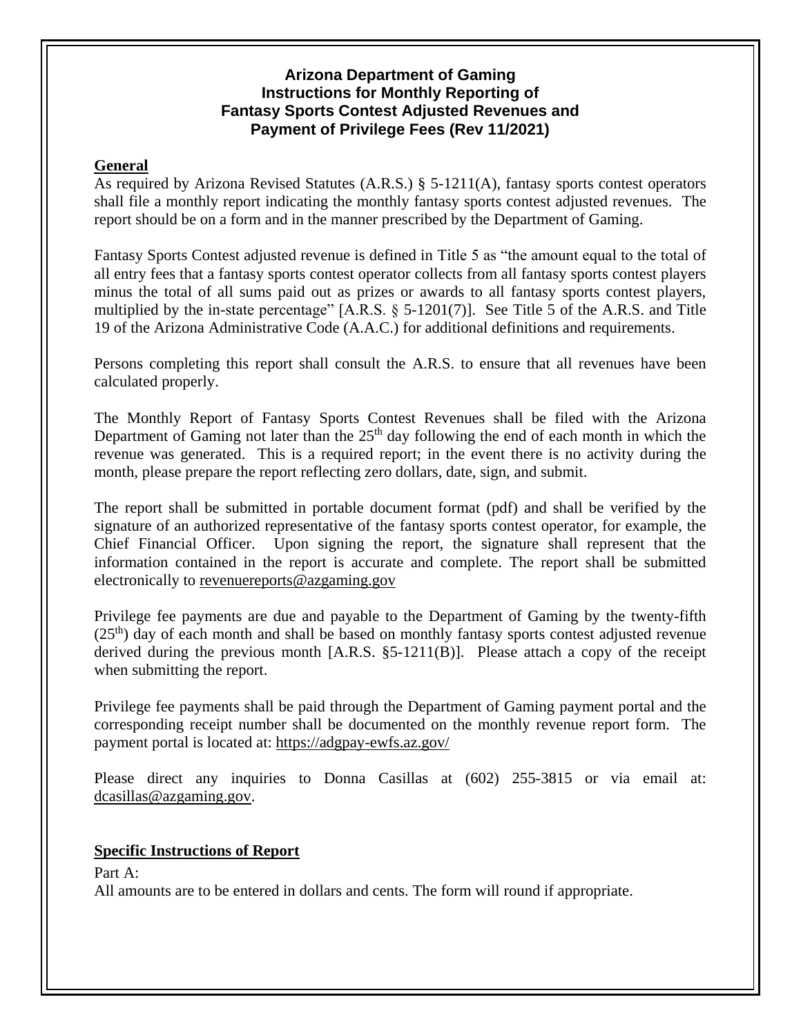# Arizona Department of Gaming
## Instructions for Monthly Reporting of Fantasy Sports Contest Adjusted Revenues and Payment of Privilege Fees (Rev 11/2021)

**General**

As required by Arizona Revised Statutes (A.R.S.) § 5-1211(A), fantasy sports contest operators shall file a monthly report indicating the monthly fantasy sports contest adjusted revenues. The report should be on a form and in the manner prescribed by the Department of Gaming.

Fantasy Sports Contest adjusted revenue is defined in Title 5 as "the amount equal to the total of all entry fees that a fantasy sports contest operator collects from all fantasy sports contest players minus the total of all sums paid out as prizes or awards to all fantasy sports contest players, multiplied by the in-state percentage" [A.R.S. § 5-1201(7)]. See Title 5 of the A.R.S. and Title 19 of the Arizona Administrative Code (A.A.C.) for additional definitions and requirements.

Persons completing this report shall consult the A.R.S. to ensure that all revenues have been calculated properly.

The Monthly Report of Fantasy Sports Contest Revenues shall be filed with the Arizona Department of Gaming not later than the 25th day following the end of each month in which the revenue was generated. This is a required report; in the event there is no activity during the month, please prepare the report reflecting zero dollars, date, sign, and submit.

The report shall be submitted in portable document format (pdf) and shall be verified by the signature of an authorized representative of the fantasy sports contest operator, for example, the Chief Financial Officer. Upon signing the report, the signature shall represent that the information contained in the report is accurate and complete. The report shall be submitted electronically to revenuereports@azgaming.gov

Privilege fee payments are due and payable to the Department of Gaming by the twenty-fifth (25th) day of each month and shall be based on monthly fantasy sports contest adjusted revenue derived during the previous month [A.R.S. §5-1211(B)]. Please attach a copy of the receipt when submitting the report.

Privilege fee payments shall be paid through the Department of Gaming payment portal and the corresponding receipt number shall be documented on the monthly revenue report form. The payment portal is located at: https://adgpay-ewfs.az.gov/

Please direct any inquiries to Donna Casillas at (602) 255-3815 or via email at: dcasillas@azgaming.gov.

**Specific Instructions of Report**

Part A:

All amounts are to be entered in dollars and cents. The form will round if appropriate.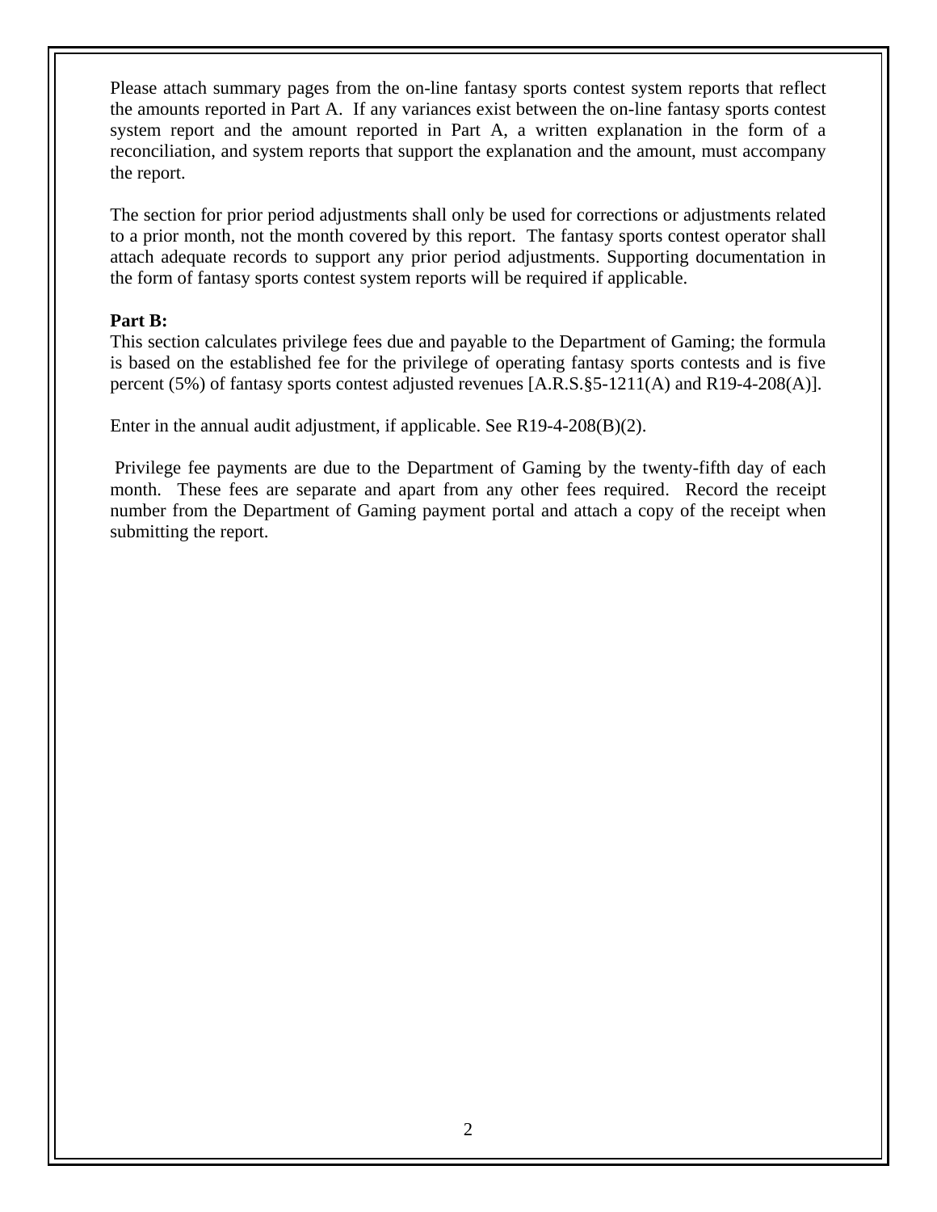Please attach summary pages from the on-line fantasy sports contest system reports that reflect the amounts reported in Part A. If any variances exist between the on-line fantasy sports contest system report and the amount reported in Part A, a written explanation in the form of a reconciliation, and system reports that support the explanation and the amount, must accompany the report.

The section for prior period adjustments shall only be used for corrections or adjustments related to a prior month, not the month covered by this report. The fantasy sports contest operator shall attach adequate records to support any prior period adjustments. Supporting documentation in the form of fantasy sports contest system reports will be required if applicable.

**Part B:**

This section calculates privilege fees due and payable to the Department of Gaming; the formula is based on the established fee for the privilege of operating fantasy sports contests and is five percent (5%) of fantasy sports contest adjusted revenues [A.R.S.§5-1211(A) and R19-4-208(A)].

Enter in the annual audit adjustment, if applicable. See R19-4-208(B)(2).

Privilege fee payments are due to the Department of Gaming by the twenty-fifth day of each month. These fees are separate and apart from any other fees required. Record the receipt number from the Department of Gaming payment portal and attach a copy of the receipt when submitting the report.